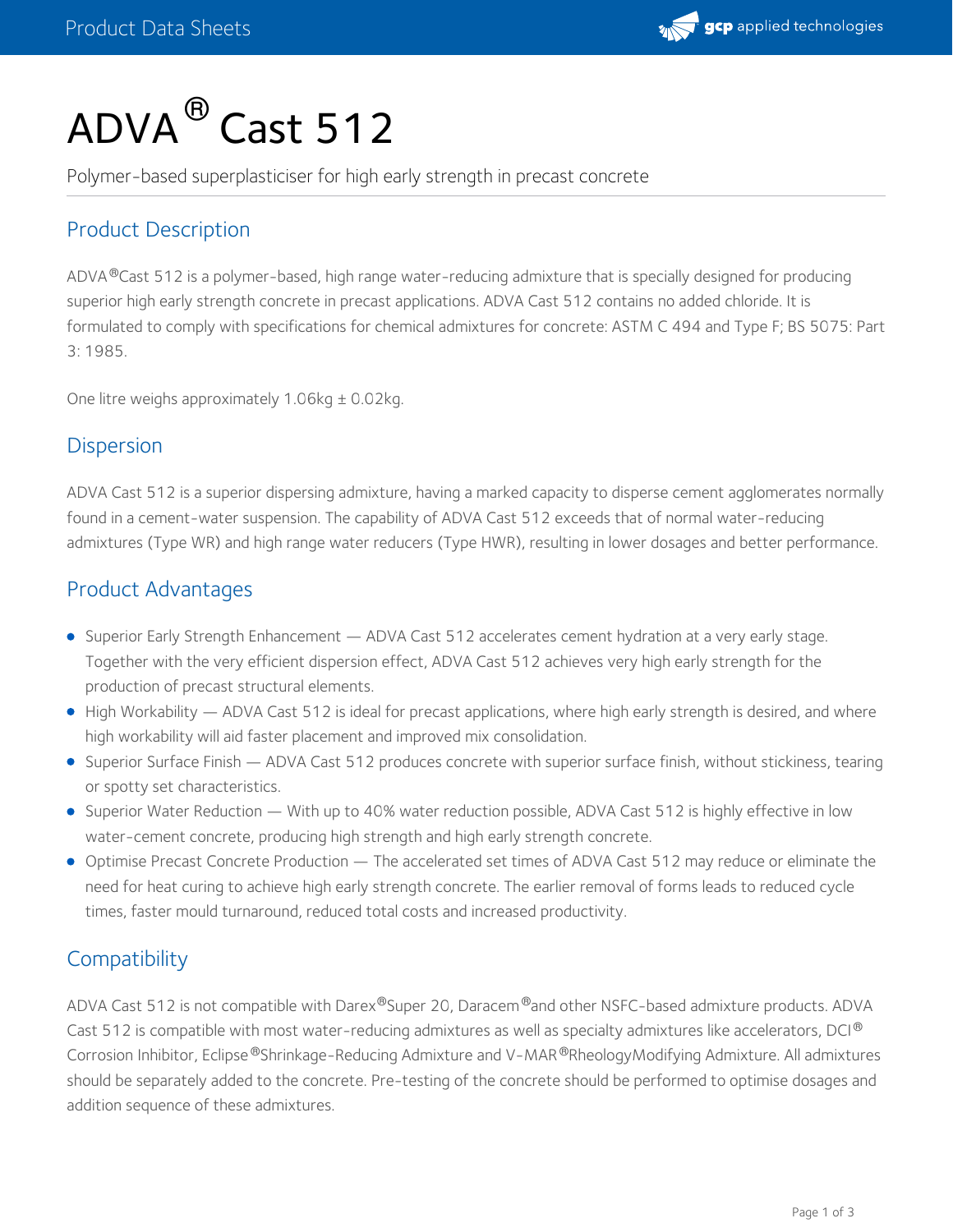# ADVA® Cast 512

Polymer-based superplasticiser for high early strength in precast concrete

## Product Description

ADVA®Cast 512 is a polymer-based, high range water-reducing admixture that is specially designed for producing superior high early strength concrete in precast applications. ADVA Cast 512 contains no added chloride. It is formulated to comply with specifications for chemical admixtures for concrete: ASTM C 494 and Type F; BS 5075: Part 3: 1985.

One litre weighs approximately 1.06kg ± 0.02kg.

## Dispersion

ADVA Cast 512 is a superior dispersing admixture, having a marked capacity to disperse cement agglomerates normally found in a cement-water suspension. The capability of ADVA Cast 512 exceeds that of normal water-reducing admixtures (Type WR) and high range water reducers (Type HWR), resulting in lower dosages and better performance.

## Product Advantages

- Superior Early Strength Enhancement — ADVA Cast 512 accelerates cement hydration at a very early stage. Together with the very efficient dispersion effect, ADVA Cast 512 achieves very high early strength for the production of precast structural elements.
- High Workability — ADVA Cast 512 is ideal for precast applications, where high early strength is desired, and where high workability will aid faster placement and improved mix consolidation.
- Superior Surface Finish — ADVA Cast 512 produces concrete with superior surface finish, without stickiness, tearing or spotty set characteristics.
- Superior Water Reduction — With up to 40% water reduction possible, ADVA Cast 512 is highly effective in low water-cement concrete, producing high strength and high early strength concrete.
- Optimise Precast Concrete Production — The accelerated set times of ADVA Cast 512 may reduce or eliminate the need for heat curing to achieve high early strength concrete. The earlier removal of forms leads to reduced cycle times, faster mould turnaround, reduced total costs and increased productivity.

## Compatibility

ADVA Cast 512 is not compatible with Darex®Super 20, Daracem®and other NSFC-based admixture products. ADVA Cast 512 is compatible with most water-reducing admixtures as well as specialty admixtures like accelerators, DCI® Corrosion Inhibitor, Eclipse®Shrinkage-Reducing Admixture and V-MAR®RheologyModifying Admixture. All admixtures should be separately added to the concrete. Pre-testing of the concrete should be performed to optimise dosages and addition sequence of these admixtures.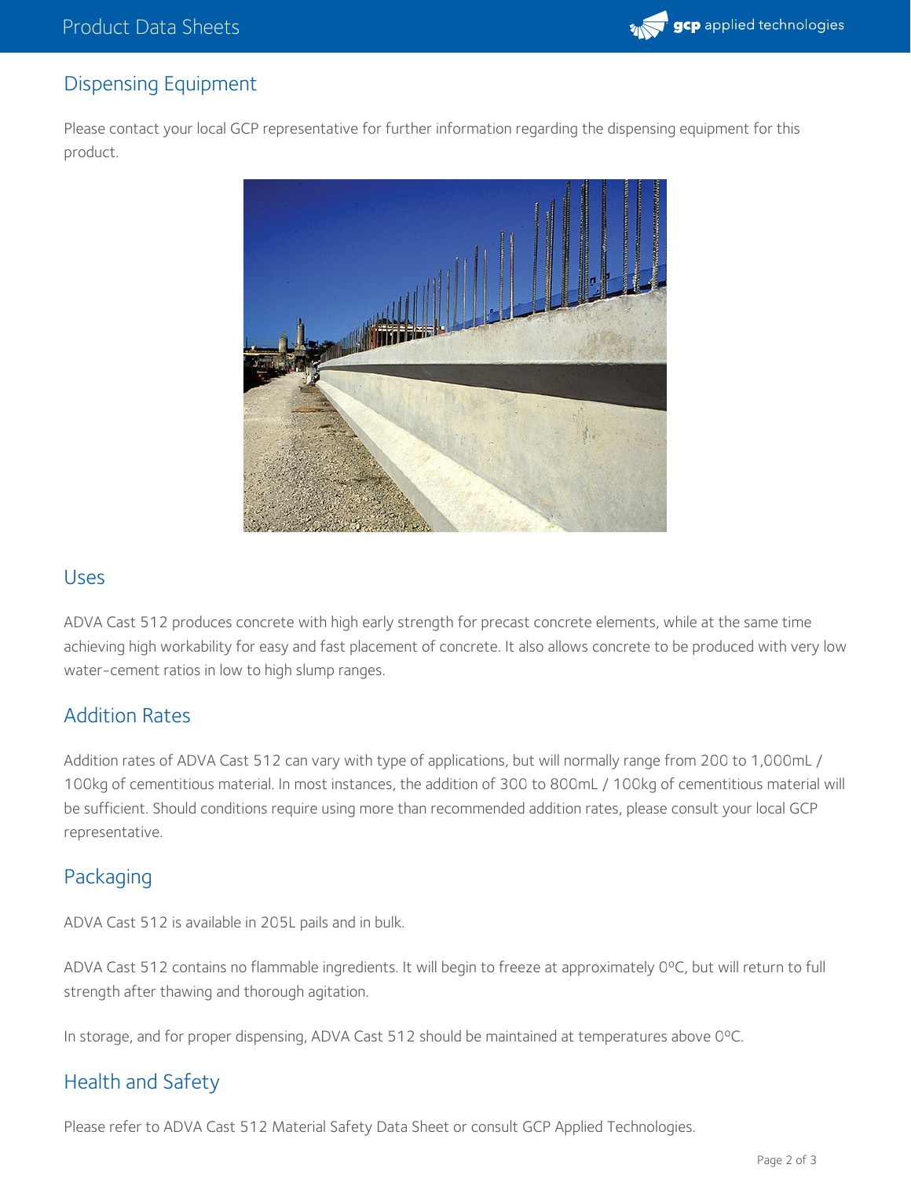## Dispensing Equipment

Please contact your local GCP representative for further information regarding the dispensing equipment for this product.

## Uses

ADVA Cast 512 produces concrete with high early strength for precast concrete elements, while at the same time achieving high workability for easy and fast placement of concrete. It also allows concrete to be produced with very low water-cement ratios in low to high slump ranges.

## Addition Rates

Addition rates of ADVA Cast 512 can vary with type of applications, but will normally range from 200 to 1,000mL / 100kg of cementitious material. In most instances, the addition of 300 to 800mL / 100kg of cementitious material will be sufficient. Should conditions require using more than recommended addition rates, please consult your local GCP representative.

## Packaging

ADVA Cast 512 is available in 205L pails and in bulk.

ADVA Cast 512 contains no flammable ingredients. It will begin to freeze at approximately 0ºC, but will return to full strength after thawing and thorough agitation.

In storage, and for proper dispensing, ADVA Cast 512 should be maintained at temperatures above 0ºC.

## Health and Safety

Please refer to ADVA Cast 512 Material Safety Data Sheet or consult GCP Applied Technologies.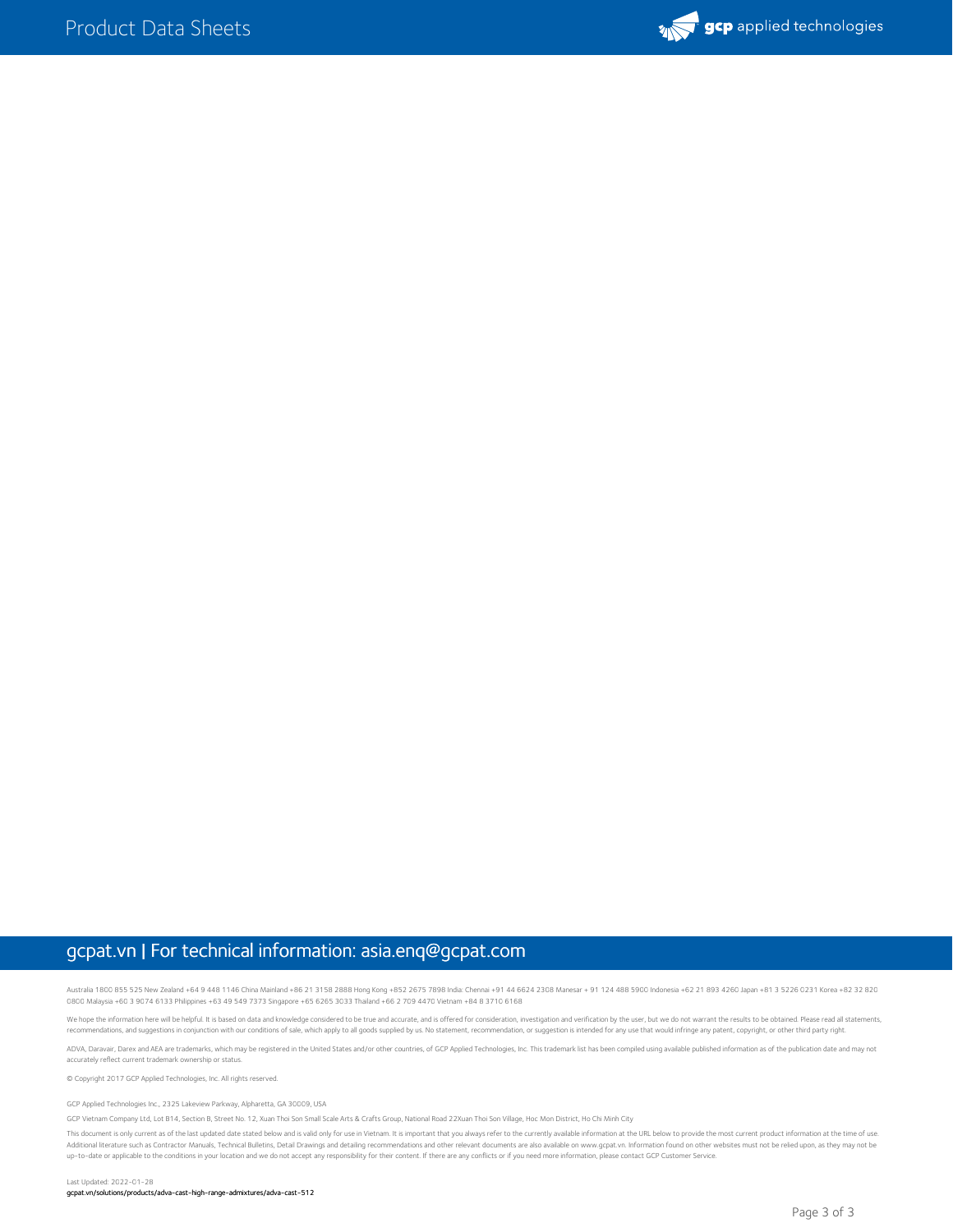gcpat.vn | For technical information: asia.enq@gcpat.com

Australia 1800 855 525 New Zealand +64 9 448 1146 China Mainland +86 21 3158 2888 Hong Kong +852 2675 7898 India: Chennai +91 44 6624 2308 Manesar + 91 124 488 5900 Indonesia +62 21 893 4260 Japan +81 3 5226 0231 Korea +82 32 820 0800 Malaysia +60 3 9074 6133 Philippines +63 49 549 7373 Singapore +65 6265 3033 Thailand +66 2 709 4470 Vietnam +84 8 3710 6168

We hope the information here will be helpful. It is based on data and knowledge considered to be true and accurate, and is offered for consideration, investigation and verification by the user, but we do not warrant the results to be obtained. Please read all statements, recommendations, and suggestions in conjunction with our conditions of sale, which apply to all goods supplied by us. No statement, recommendation, or suggestion is intended for any use that would infringe any patent, copyright, or other third party right.

ADVA, Daravair, Darex and AEA are trademarks, which may be registered in the United States and/or other countries, of GCP Applied Technologies, Inc. This trademark list has been compiled using available published information as of the publication date and may not accurately reflect current trademark ownership or status.

© Copyright 2017 GCP Applied Technologies, Inc. All rights reserved.

GCP Applied Technologies Inc., 2325 Lakeview Parkway, Alpharetta, GA 30009, USA

GCP Vietnam Company Ltd, Lot B14, Section B, Street No. 12, Xuan Thoi Son Small Scale Arts & Crafts Group, National Road 22Xuan Thoi Son Village, Hoc Mon District, Ho Chi Minh City

This document is only current as of the last updated date stated below and is valid only for use in Vietnam. It is important that you always refer to the currently available information at the URL below to provide the most current product information at the time of use. Additional literature such as Contractor Manuals, Technical Bulletins, Detail Drawings and detailing recommendations and other relevant documents are also available on www.gcpat.vn. Information found on other websites must not be relied upon, as they may not be up-to-date or applicable to the conditions in your location and we do not accept any responsibility for their content. If there are any conflicts or if you need more information, please contact GCP Customer Service.

Last Updated: 2022-01-28

gcpat.vn/solutions/products/adva-cast-high-range-admixtures/adva-cast-512